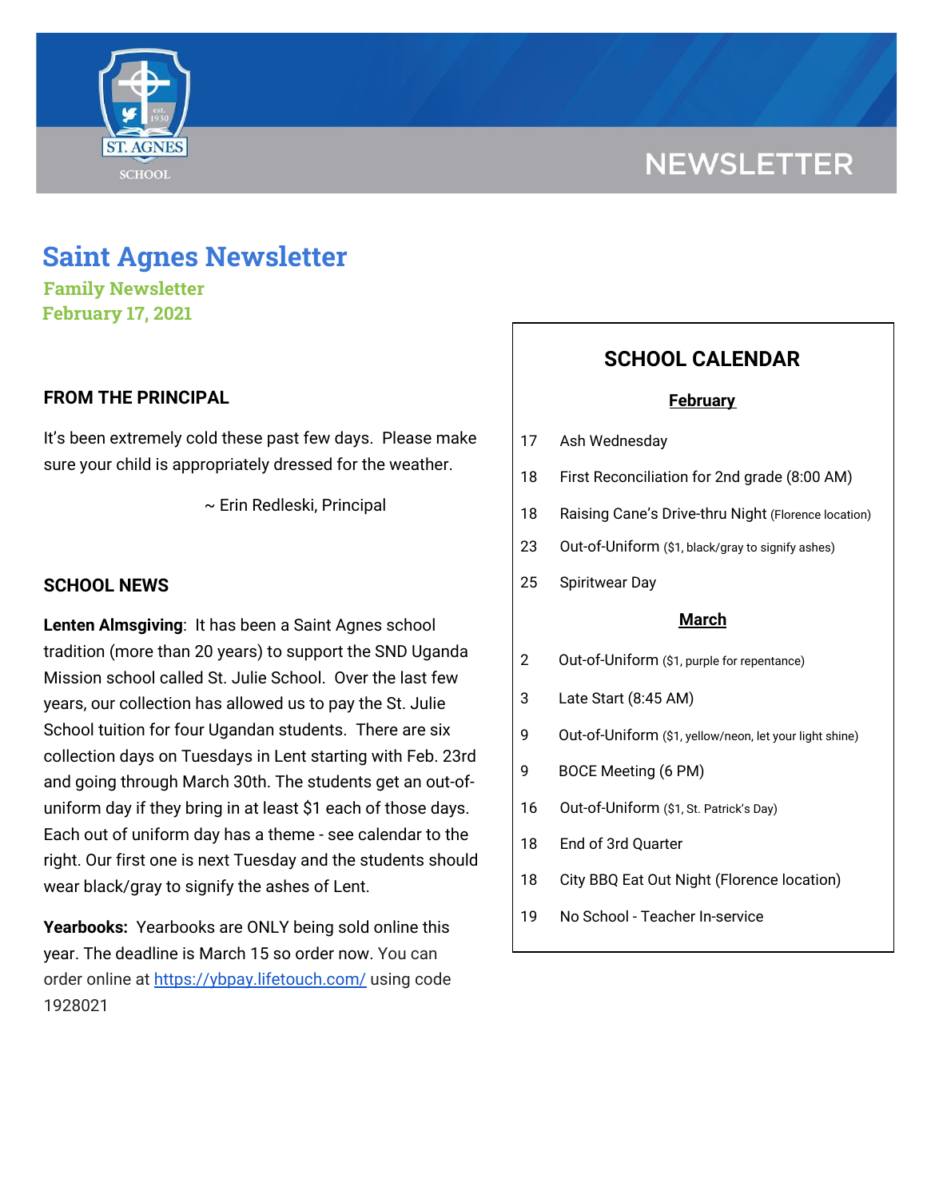# Saint Agnes Newsletter

**Family Newsletter**
**February 17, 2021**

## FROM THE PRINCIPAL

It's been extremely cold these past few days. Please make sure your child is appropriately dressed for the weather.

~ Erin Redleski, Principal

## SCHOOL NEWS

**Lenten Almsgiving**: It has been a Saint Agnes school tradition (more than 20 years) to support the SND Uganda Mission school called St. Julie School. Over the last few years, our collection has allowed us to pay the St. Julie School tuition for four Ugandan students. There are six collection days on Tuesdays in Lent starting with Feb. 23rd and going through March 30th. The students get an out-of-uniform day if they bring in at least $1 each of those days. Each out of uniform day has a theme - see calendar to the right. Our first one is next Tuesday and the students should wear black/gray to signify the ashes of Lent.

**Yearbooks:** Yearbooks are ONLY being sold online this year. The deadline is March 15 so order now. You can order online at https://ybpay.lifetouch.com/ using code 1928021

## SCHOOL CALENDAR

**February**

| | |
|---|---|
| 17 | Ash Wednesday |
| 18 | First Reconciliation for 2nd grade (8:00 AM) |
| 18 | Raising Cane's Drive-thru Night (Florence location) |
| 23 | Out-of-Uniform ($1, black/gray to signify ashes) |
| 25 | Spiritwear Day |

**March**

| | |
|---|---|
| 2 | Out-of-Uniform ($1, purple for repentance) |
| 3 | Late Start (8:45 AM) |
| 9 | Out-of-Uniform ($1, yellow/neon, let your light shine) |
| 9 | BOCE Meeting (6 PM) |
| 16 | Out-of-Uniform ($1, St. Patrick's Day) |
| 18 | End of 3rd Quarter |
| 18 | City BBQ Eat Out Night (Florence location) |
| 19 | No School - Teacher In-service |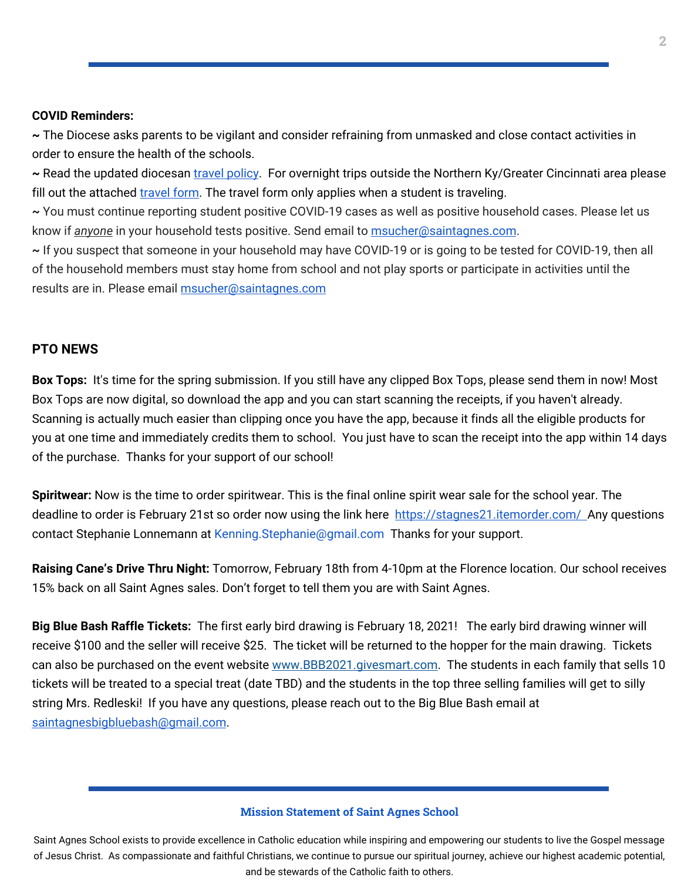**COVID Reminders:**

~ The Diocese asks parents to be vigilant and consider refraining from unmasked and close contact activities in order to ensure the health of the schools.

~ Read the updated diocesan travel policy. For overnight trips outside the Northern Ky/Greater Cincinnati area please fill out the attached travel form. The travel form only applies when a student is traveling.

~ You must continue reporting student positive COVID-19 cases as well as positive household cases. Please let us know if ***anyone*** in your household tests positive. Send email to msucher@saintagnes.com.

~ If you suspect that someone in your household may have COVID-19 or is going to be tested for COVID-19, then all of the household members must stay home from school and not play sports or participate in activities until the results are in. Please email msucher@saintagnes.com

## PTO NEWS

**Box Tops:** It's time for the spring submission. If you still have any clipped Box Tops, please send them in now! Most Box Tops are now digital, so download the app and you can start scanning the receipts, if you haven't already. Scanning is actually much easier than clipping once you have the app, because it finds all the eligible products for you at one time and immediately credits them to school. You just have to scan the receipt into the app within 14 days of the purchase. Thanks for your support of our school!

**Spiritwear:** Now is the time to order spiritwear. This is the final online spirit wear sale for the school year. The deadline to order is February 21st so order now using the link here https://stagnes21.itemorder.com/ Any questions contact Stephanie Lonnemann at Kenning.Stephanie@gmail.com Thanks for your support.

**Raising Cane's Drive Thru Night:** Tomorrow, February 18th from 4-10pm at the Florence location. Our school receives 15% back on all Saint Agnes sales. Don't forget to tell them you are with Saint Agnes.

**Big Blue Bash Raffle Tickets:** The first early bird drawing is February 18, 2021! The early bird drawing winner will receive $100 and the seller will receive $25. The ticket will be returned to the hopper for the main drawing. Tickets can also be purchased on the event website www.BBB2021.givesmart.com. The students in each family that sells 10 tickets will be treated to a special treat (date TBD) and the students in the top three selling families will get to silly string Mrs. Redleski! If you have any questions, please reach out to the Big Blue Bash email at saintagnesbigbluebash@gmail.com.

**Mission Statement of Saint Agnes School**

Saint Agnes School exists to provide excellence in Catholic education while inspiring and empowering our students to live the Gospel message of Jesus Christ. As compassionate and faithful Christians, we continue to pursue our spiritual journey, achieve our highest academic potential, and be stewards of the Catholic faith to others.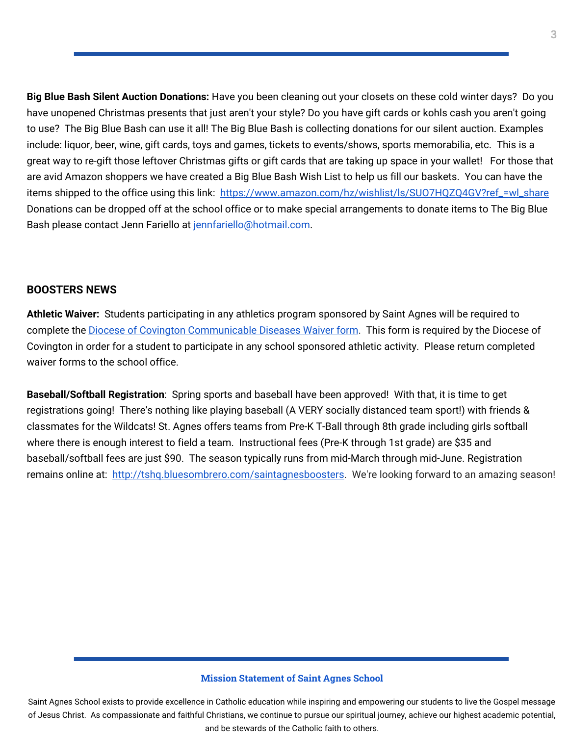**Big Blue Bash Silent Auction Donations:** Have you been cleaning out your closets on these cold winter days? Do you have unopened Christmas presents that just aren't your style? Do you have gift cards or kohls cash you aren't going to use? The Big Blue Bash can use it all! The Big Blue Bash is collecting donations for our silent auction. Examples include: liquor, beer, wine, gift cards, toys and games, tickets to events/shows, sports memorabilia, etc. This is a great way to re-gift those leftover Christmas gifts or gift cards that are taking up space in your wallet! For those that are avid Amazon shoppers we have created a Big Blue Bash Wish List to help us fill our baskets. You can have the items shipped to the office using this link: https://www.amazon.com/hz/wishlist/ls/SUO7HQZQ4GV?ref_=wl_share Donations can be dropped off at the school office or to make special arrangements to donate items to The Big Blue Bash please contact Jenn Fariello at jennfariello@hotmail.com.

## BOOSTERS NEWS

**Athletic Waiver:** Students participating in any athletics program sponsored by Saint Agnes will be required to complete the Diocese of Covington Communicable Diseases Waiver form. This form is required by the Diocese of Covington in order for a student to participate in any school sponsored athletic activity. Please return completed waiver forms to the school office.

**Baseball/Softball Registration**: Spring sports and baseball have been approved! With that, it is time to get registrations going! There's nothing like playing baseball (A VERY socially distanced team sport!) with friends & classmates for the Wildcats! St. Agnes offers teams from Pre-K T-Ball through 8th grade including girls softball where there is enough interest to field a team. Instructional fees (Pre-K through 1st grade) are $35 and baseball/softball fees are just $90. The season typically runs from mid-March through mid-June. Registration remains online at: http://tshq.bluesombrero.com/saintagnesboosters. We're looking forward to an amazing season!

**Mission Statement of Saint Agnes School**

Saint Agnes School exists to provide excellence in Catholic education while inspiring and empowering our students to live the Gospel message of Jesus Christ. As compassionate and faithful Christians, we continue to pursue our spiritual journey, achieve our highest academic potential, and be stewards of the Catholic faith to others.